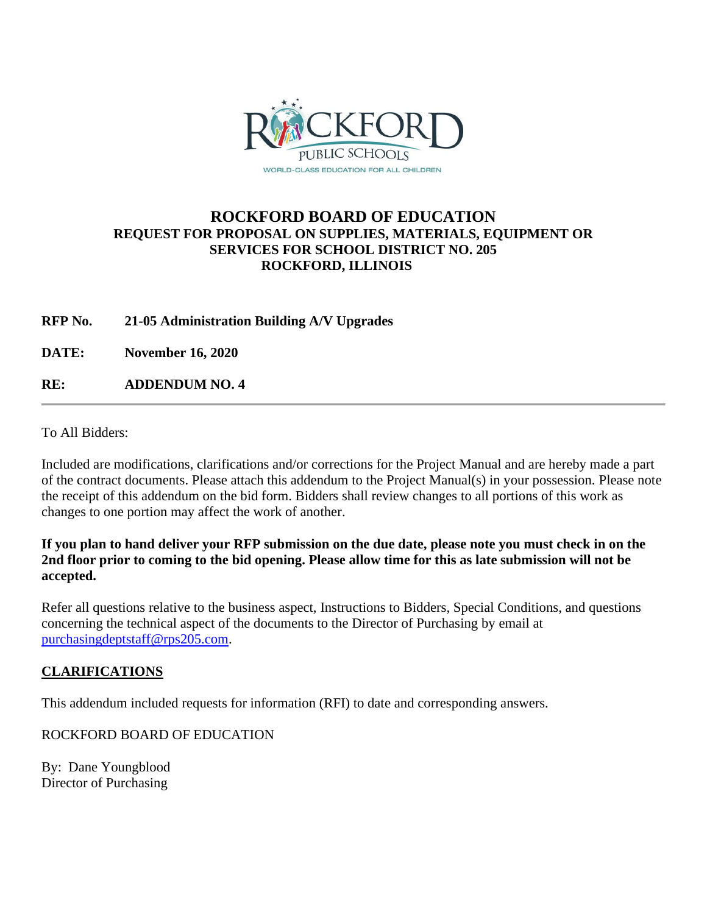ROCKFORD PUBLIC SCHOOLS
WORLD-CLASS EDUCATION FOR ALL CHILDREN

# ROCKFORD BOARD OF EDUCATION

## REQUEST FOR PROPOSAL ON SUPPLIES, MATERIALS, EQUIPMENT OR SERVICES FOR SCHOOL DISTRICT NO. 205 ROCKFORD, ILLINOIS

**RFP No.** **21-05 Administration Building A/V Upgrades**

**DATE:** **November 16, 2020**

**RE:** **ADDENDUM NO. 4**

---

To All Bidders:

Included are modifications, clarifications and/or corrections for the Project Manual and are hereby made a part of the contract documents. Please attach this addendum to the Project Manual(s) in your possession. Please note the receipt of this addendum on the bid form. Bidders shall review changes to all portions of this work as changes to one portion may affect the work of another.

**If you plan to hand deliver your RFP submission on the due date, please note you must check in on the 2nd floor prior to coming to the bid opening. Please allow time for this as late submission will not be accepted.**

Refer all questions relative to the business aspect, Instructions to Bidders, Special Conditions, and questions concerning the technical aspect of the documents to the Director of Purchasing by email at purchasingdeptstaff@rps205.com.

**CLARIFICATIONS**

This addendum included requests for information (RFI) to date and corresponding answers.

ROCKFORD BOARD OF EDUCATION

By: Dane Youngblood
Director of Purchasing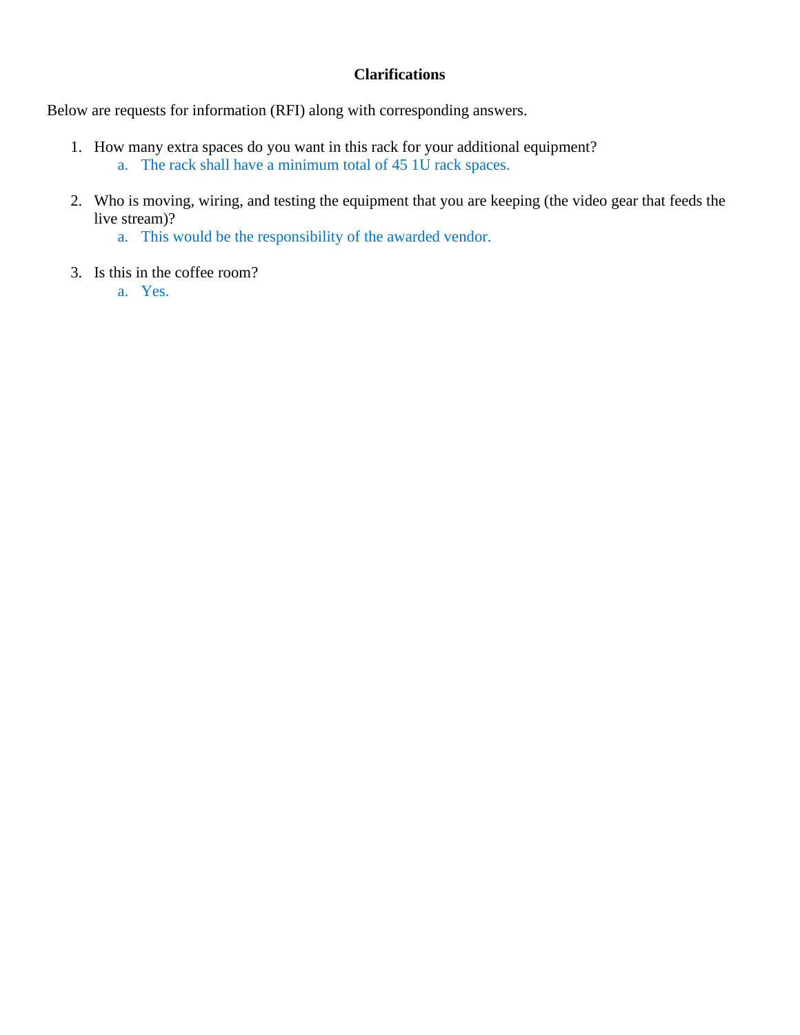**Clarifications**

Below are requests for information (RFI) along with corresponding answers.

1. How many extra spaces do you want in this rack for your additional equipment?
    a. The rack shall have a minimum total of 45 1U rack spaces.

2. Who is moving, wiring, and testing the equipment that you are keeping (the video gear that feeds the live stream)?
    a. This would be the responsibility of the awarded vendor.

3. Is this in the coffee room?
    a. Yes.